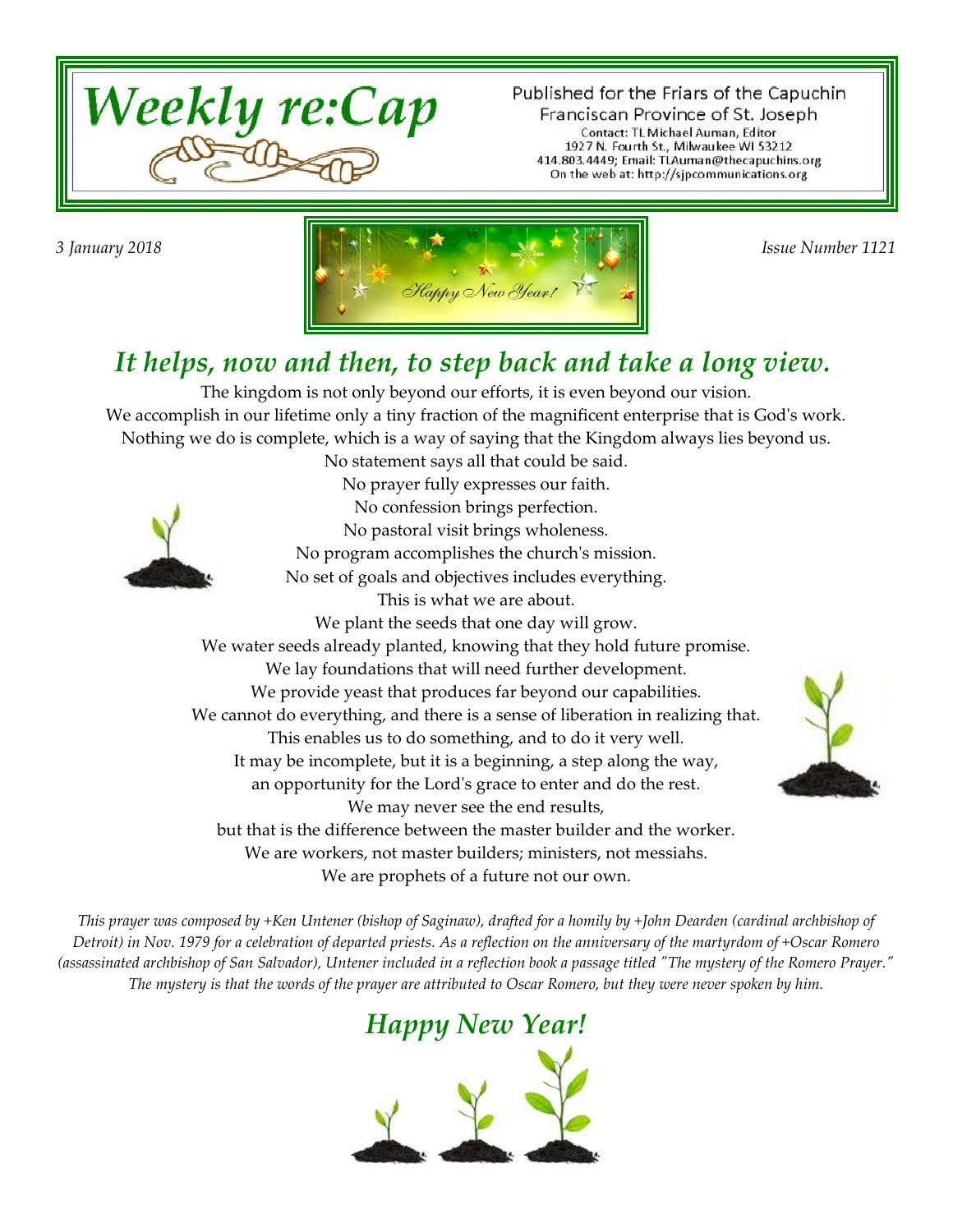# Weekly re:Cap

Published for the Friars of the Capuchin Franciscan Province of St. Joseph
Contact: TL Michael Auman, Editor
1927 N. Fourth St., Milwaukee WI 53212
414.803.4449; Email: TLAuman@thecapuchins.org
On the web at: http://sjpcommunications.org

*3 January 2018*

*Issue Number 1121*

## *It helps, now and then, to step back and take a long view.*

The kingdom is not only beyond our efforts, it is even beyond our vision.
We accomplish in our lifetime only a tiny fraction of the magnificent enterprise that is God's work.
Nothing we do is complete, which is a way of saying that the Kingdom always lies beyond us.
No statement says all that could be said.
No prayer fully expresses our faith.
No confession brings perfection.
No pastoral visit brings wholeness.
No program accomplishes the church's mission.
No set of goals and objectives includes everything.
This is what we are about.
We plant the seeds that one day will grow.
We water seeds already planted, knowing that they hold future promise.
We lay foundations that will need further development.
We provide yeast that produces far beyond our capabilities.
We cannot do everything, and there is a sense of liberation in realizing that.
This enables us to do something, and to do it very well.
It may be incomplete, but it is a beginning, a step along the way,
an opportunity for the Lord's grace to enter and do the rest.
We may never see the end results,
but that is the difference between the master builder and the worker.
We are workers, not master builders; ministers, not messiahs.
We are prophets of a future not our own.

*This prayer was composed by +Ken Untener (bishop of Saginaw), drafted for a homily by +John Dearden (cardinal archbishop of Detroit) in Nov. 1979 for a celebration of departed priests. As a reflection on the anniversary of the martyrdom of +Oscar Romero (assassinated archbishop of San Salvador), Untener included in a reflection book a passage titled "The mystery of the Romero Prayer." The mystery is that the words of the prayer are attributed to Oscar Romero, but they were never spoken by him.*

## *Happy New Year!*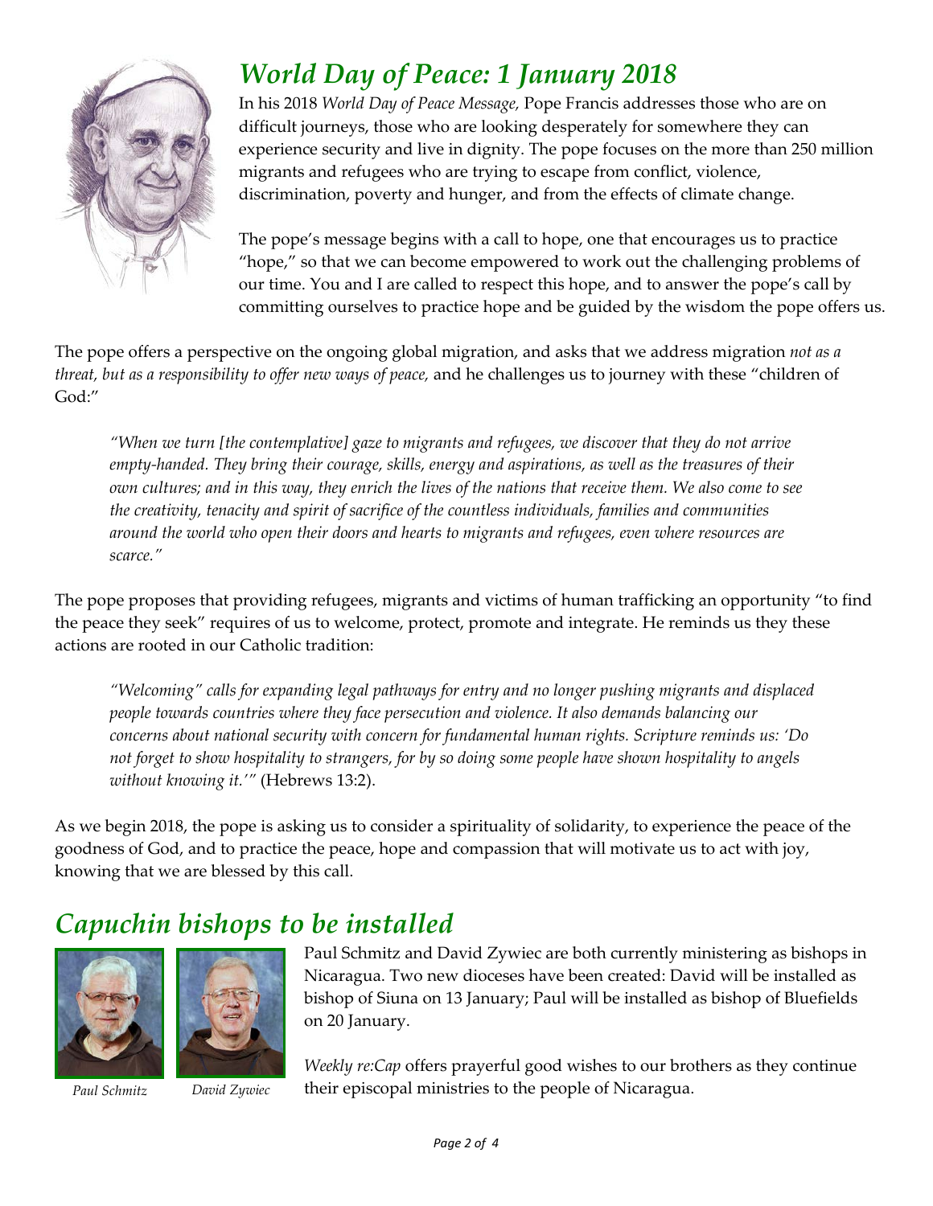## *World Day of Peace: 1 January 2018*

In his 2018 *World Day of Peace Message,* Pope Francis addresses those who are on difficult journeys, those who are looking desperately for somewhere they can experience security and live in dignity. The pope focuses on the more than 250 million migrants and refugees who are trying to escape from conflict, violence, discrimination, poverty and hunger, and from the effects of climate change.

The pope's message begins with a call to hope, one that encourages us to practice "hope," so that we can become empowered to work out the challenging problems of our time. You and I are called to respect this hope, and to answer the pope's call by committing ourselves to practice hope and be guided by the wisdom the pope offers us.

The pope offers a perspective on the ongoing global migration, and asks that we address migration *not as a threat, but as a responsibility to offer new ways of peace,* and he challenges us to journey with these "children of God:"

> *"When we turn [the contemplative] gaze to migrants and refugees, we discover that they do not arrive empty-handed. They bring their courage, skills, energy and aspirations, as well as the treasures of their own cultures; and in this way, they enrich the lives of the nations that receive them. We also come to see the creativity, tenacity and spirit of sacrifice of the countless individuals, families and communities around the world who open their doors and hearts to migrants and refugees, even where resources are scarce."*

The pope proposes that providing refugees, migrants and victims of human trafficking an opportunity "to find the peace they seek" requires of us to welcome, protect, promote and integrate. He reminds us they these actions are rooted in our Catholic tradition:

> *"Welcoming" calls for expanding legal pathways for entry and no longer pushing migrants and displaced people towards countries where they face persecution and violence. It also demands balancing our concerns about national security with concern for fundamental human rights. Scripture reminds us: 'Do not forget to show hospitality to strangers, for by so doing some people have shown hospitality to angels without knowing it.'"* (Hebrews 13:2).

As we begin 2018, the pope is asking us to consider a spirituality of solidarity, to experience the peace of the goodness of God, and to practice the peace, hope and compassion that will motivate us to act with joy, knowing that we are blessed by this call.

## *Capuchin bishops to be installed*

*Paul Schmitz* *David Zywiec*

Paul Schmitz and David Zywiec are both currently ministering as bishops in Nicaragua. Two new dioceses have been created: David will be installed as bishop of Siuna on 13 January; Paul will be installed as bishop of Bluefields on 20 January.

*Weekly re:Cap* offers prayerful good wishes to our brothers as they continue their episcopal ministries to the people of Nicaragua.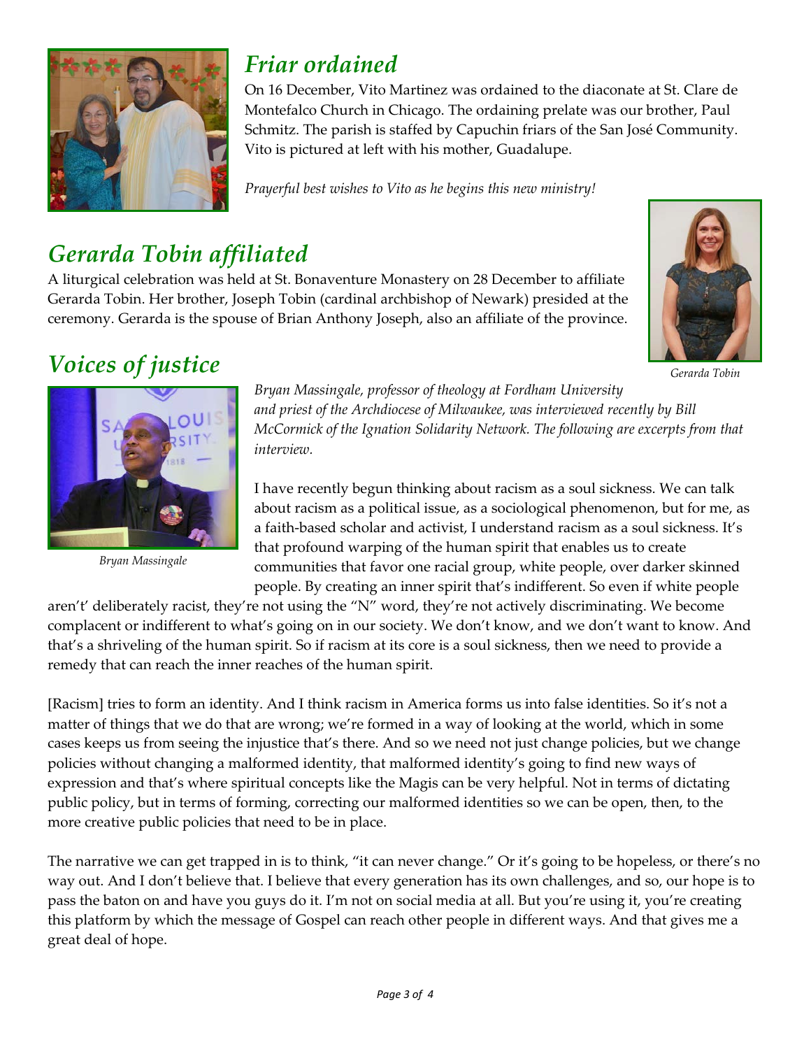## *Friar ordained*

On 16 December, Vito Martinez was ordained to the diaconate at St. Clare de Montefalco Church in Chicago. The ordaining prelate was our brother, Paul Schmitz. The parish is staffed by Capuchin friars of the San José Community. Vito is pictured at left with his mother, Guadalupe.

*Prayerful best wishes to Vito as he begins this new ministry!*

## *Gerarda Tobin affiliated*

A liturgical celebration was held at St. Bonaventure Monastery on 28 December to affiliate Gerarda Tobin. Her brother, Joseph Tobin (cardinal archbishop of Newark) presided at the ceremony. Gerarda is the spouse of Brian Anthony Joseph, also an affiliate of the province.

*Gerarda Tobin*

## *Voices of justice*

*Bryan Massingale*

*Bryan Massingale, professor of theology at Fordham University and priest of the Archdiocese of Milwaukee, was interviewed recently by Bill McCormick of the Ignation Solidarity Network. The following are excerpts from that interview.*

I have recently begun thinking about racism as a soul sickness. We can talk about racism as a political issue, as a sociological phenomenon, but for me, as a faith-based scholar and activist, I understand racism as a soul sickness. It's that profound warping of the human spirit that enables us to create communities that favor one racial group, white people, over darker skinned people. By creating an inner spirit that's indifferent. So even if white people aren't' deliberately racist, they're not using the "N" word, they're not actively discriminating. We become complacent or indifferent to what's going on in our society. We don't know, and we don't want to know. And that's a shriveling of the human spirit. So if racism at its core is a soul sickness, then we need to provide a remedy that can reach the inner reaches of the human spirit.

[Racism] tries to form an identity. And I think racism in America forms us into false identities. So it's not a matter of things that we do that are wrong; we're formed in a way of looking at the world, which in some cases keeps us from seeing the injustice that's there. And so we need not just change policies, but we change policies without changing a malformed identity, that malformed identity's going to find new ways of expression and that's where spiritual concepts like the Magis can be very helpful. Not in terms of dictating public policy, but in terms of forming, correcting our malformed identities so we can be open, then, to the more creative public policies that need to be in place.

The narrative we can get trapped in is to think, "it can never change." Or it's going to be hopeless, or there's no way out. And I don't believe that. I believe that every generation has its own challenges, and so, our hope is to pass the baton on and have you guys do it. I'm not on social media at all. But you're using it, you're creating this platform by which the message of Gospel can reach other people in different ways. And that gives me a great deal of hope.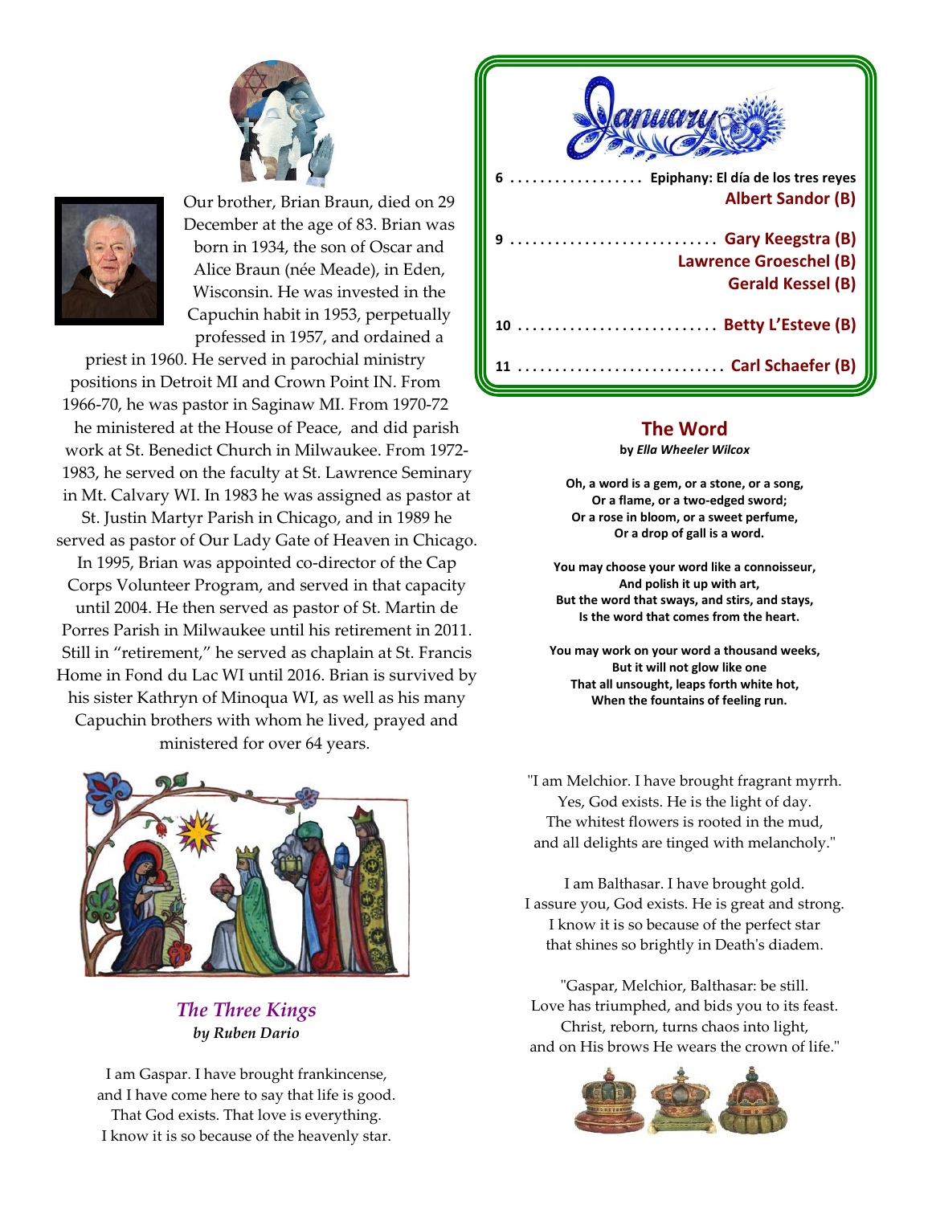Our brother, Brian Braun, died on 29 December at the age of 83. Brian was born in 1934, the son of Oscar and Alice Braun (née Meade), in Eden, Wisconsin. He was invested in the Capuchin habit in 1953, perpetually professed in 1957, and ordained a priest in 1960. He served in parochial ministry positions in Detroit MI and Crown Point IN. From 1966-70, he was pastor in Saginaw MI. From 1970-72 he ministered at the House of Peace, and did parish work at St. Benedict Church in Milwaukee. From 1972-1983, he served on the faculty at St. Lawrence Seminary in Mt. Calvary WI. In 1983 he was assigned as pastor at St. Justin Martyr Parish in Chicago, and in 1989 he served as pastor of Our Lady Gate of Heaven in Chicago. In 1995, Brian was appointed co-director of the Cap Corps Volunteer Program, and served in that capacity until 2004. He then served as pastor of St. Martin de Porres Parish in Milwaukee until his retirement in 2011. Still in "retirement," he served as chaplain at St. Francis Home in Fond du Lac WI until 2016. Brian is survived by his sister Kathryn of Minoqua WI, as well as his many Capuchin brothers with whom he lived, prayed and ministered for over 64 years.

## January

6 .................. Epiphany: El día de los tres reyes
Albert Sandor (B)

9 ............................ Gary Keegstra (B)
Lawrence Groeschel (B)
Gerald Kessel (B)

10 ........................... Betty L'Esteve (B)

11 ............................ Carl Schaefer (B)

## The Word

**by *Ella Wheeler Wilcox***

**Oh, a word is a gem, or a stone, or a song,**
**Or a flame, or a two-edged sword;**
**Or a rose in bloom, or a sweet perfume,**
**Or a drop of gall is a word.**

**You may choose your word like a connoisseur,**
**And polish it up with art,**
**But the word that sways, and stirs, and stays,**
**Is the word that comes from the heart.**

**You may work on your word a thousand weeks,**
**But it will not glow like one**
**That all unsought, leaps forth white hot,**
**When the fountains of feeling run.**

## *The Three Kings*

***by Ruben Dario***

I am Gaspar. I have brought frankincense,
and I have come here to say that life is good.
That God exists. That love is everything.
I know it is so because of the heavenly star.

"I am Melchior. I have brought fragrant myrrh.
Yes, God exists. He is the light of day.
The whitest flowers is rooted in the mud,
and all delights are tinged with melancholy."

I am Balthasar. I have brought gold.
I assure you, God exists. He is great and strong.
I know it is so because of the perfect star
that shines so brightly in Death's diadem.

"Gaspar, Melchior, Balthasar: be still.
Love has triumphed, and bids you to its feast.
Christ, reborn, turns chaos into light,
and on His brows He wears the crown of life."